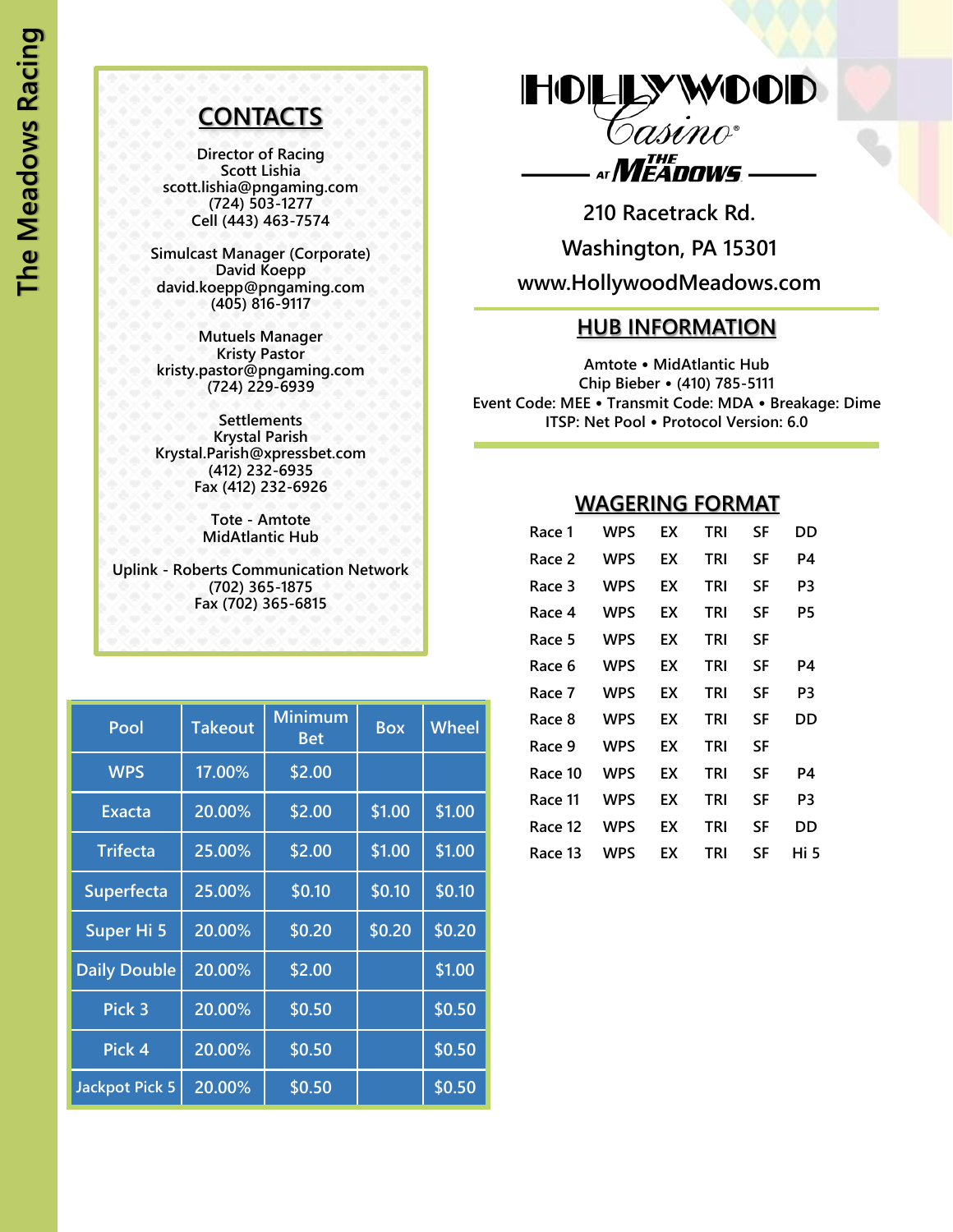# The Meadows Racing

## CONTACTS

Director of Racing
Scott Lishia
scott.lishia@pngaming.com
(724) 503-1277
Cell (443) 463-7574

Simulcast Manager (Corporate)
David Koepp
david.koepp@pngaming.com
(405) 816-9117

Mutuels Manager
Kristy Pastor
kristy.pastor@pngaming.com
(724) 229-6939

Settlements
Krystal Parish
Krystal.Parish@xpressbet.com
(412) 232-6935
Fax (412) 232-6926

Tote - Amtote
MidAtlantic Hub

Uplink - Roberts Communication Network
(702) 365-1875
Fax (702) 365-6815

| Pool | Takeout | Minimum Bet | Box | Wheel |
|---|---|---|---|---|
| WPS | 17.00% | $2.00 | | |
| Exacta | 20.00% | $2.00 | $1.00 | $1.00 |
| Trifecta | 25.00% | $2.00 | $1.00 | $1.00 |
| Superfecta | 25.00% | $0.10 | $0.10 | $0.10 |
| Super Hi 5 | 20.00% | $0.20 | $0.20 | $0.20 |
| Daily Double | 20.00% | $2.00 | | $1.00 |
| Pick 3 | 20.00% | $0.50 | | $0.50 |
| Pick 4 | 20.00% | $0.50 | | $0.50 |
| Jackpot Pick 5 | 20.00% | $0.50 | | $0.50 |

**HOLLYWOOD Casino at THE MEADOWS**

210 Racetrack Rd.
Washington, PA 15301
www.HollywoodMeadows.com

## HUB INFORMATION

Amtote • MidAtlantic Hub
Chip Bieber • (410) 785-5111
Event Code: MEE • Transmit Code: MDA • Breakage: Dime
ITSP: Net Pool • Protocol Version: 6.0

## WAGERING FORMAT

| | | | | | |
|---|---|---|---|---|---|
| Race 1 | WPS | EX | TRI | SF | DD |
| Race 2 | WPS | EX | TRI | SF | P4 |
| Race 3 | WPS | EX | TRI | SF | P3 |
| Race 4 | WPS | EX | TRI | SF | P5 |
| Race 5 | WPS | EX | TRI | SF | |
| Race 6 | WPS | EX | TRI | SF | P4 |
| Race 7 | WPS | EX | TRI | SF | P3 |
| Race 8 | WPS | EX | TRI | SF | DD |
| Race 9 | WPS | EX | TRI | SF | |
| Race 10 | WPS | EX | TRI | SF | P4 |
| Race 11 | WPS | EX | TRI | SF | P3 |
| Race 12 | WPS | EX | TRI | SF | DD |
| Race 13 | WPS | EX | TRI | SF | Hi 5 |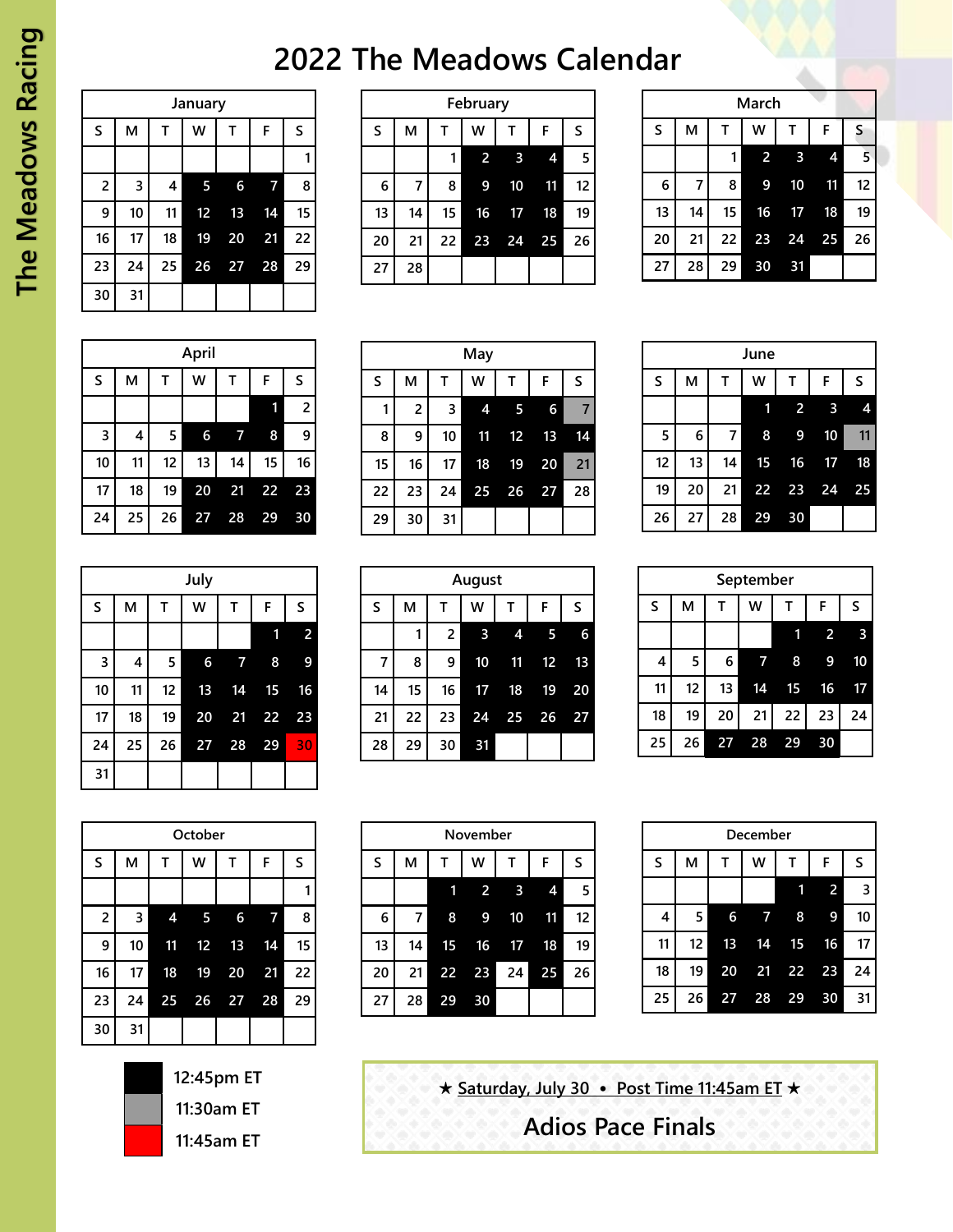# 2022 The Meadows Calendar

## January

| S | M | T | W | T | F | S |
|---|---|---|---|---|---|---|
| | | | | | | 1 |
| 2 | 3 | 4 | 5 | 6 | 7 | 8 |
| 9 | 10 | 11 | 12 | 13 | 14 | 15 |
| 16 | 17 | 18 | 19 | 20 | 21 | 22 |
| 23 | 24 | 25 | 26 | 27 | 28 | 29 |
| 30 | 31 | | | | | |

## February

| S | M | T | W | T | F | S |
|---|---|---|---|---|---|---|
| | | 1 | 2 | 3 | 4 | 5 |
| 6 | 7 | 8 | 9 | 10 | 11 | 12 |
| 13 | 14 | 15 | 16 | 17 | 18 | 19 |
| 20 | 21 | 22 | 23 | 24 | 25 | 26 |
| 27 | 28 | | | | | |

## March

| S | M | T | W | T | F | S |
|---|---|---|---|---|---|---|
| | | 1 | 2 | 3 | 4 | 5 |
| 6 | 7 | 8 | 9 | 10 | 11 | 12 |
| 13 | 14 | 15 | 16 | 17 | 18 | 19 |
| 20 | 21 | 22 | 23 | 24 | 25 | 26 |
| 27 | 28 | 29 | 30 | 31 | | |

## April

| S | M | T | W | T | F | S |
|---|---|---|---|---|---|---|
| | | | | | 1 | 2 |
| 3 | 4 | 5 | 6 | 7 | 8 | 9 |
| 10 | 11 | 12 | 13 | 14 | 15 | 16 |
| 17 | 18 | 19 | 20 | 21 | 22 | 23 |
| 24 | 25 | 26 | 27 | 28 | 29 | 30 |

## May

| S | M | T | W | T | F | S |
|---|---|---|---|---|---|---|
| 1 | 2 | 3 | 4 | 5 | 6 | 7 |
| 8 | 9 | 10 | 11 | 12 | 13 | 14 |
| 15 | 16 | 17 | 18 | 19 | 20 | 21 |
| 22 | 23 | 24 | 25 | 26 | 27 | 28 |
| 29 | 30 | 31 | | | | |

## June

| S | M | T | W | T | F | S |
|---|---|---|---|---|---|---|
| | | | 1 | 2 | 3 | 4 |
| 5 | 6 | 7 | 8 | 9 | 10 | 11 |
| 12 | 13 | 14 | 15 | 16 | 17 | 18 |
| 19 | 20 | 21 | 22 | 23 | 24 | 25 |
| 26 | 27 | 28 | 29 | 30 | | |

## July

| S | M | T | W | T | F | S |
|---|---|---|---|---|---|---|
| | | | | | 1 | 2 |
| 3 | 4 | 5 | 6 | 7 | 8 | 9 |
| 10 | 11 | 12 | 13 | 14 | 15 | 16 |
| 17 | 18 | 19 | 20 | 21 | 22 | 23 |
| 24 | 25 | 26 | 27 | 28 | 29 | 30 |
| 31 | | | | | | |

## August

| S | M | T | W | T | F | S |
|---|---|---|---|---|---|---|
| | 1 | 2 | 3 | 4 | 5 | 6 |
| 7 | 8 | 9 | 10 | 11 | 12 | 13 |
| 14 | 15 | 16 | 17 | 18 | 19 | 20 |
| 21 | 22 | 23 | 24 | 25 | 26 | 27 |
| 28 | 29 | 30 | 31 | | | |

## September

| S | M | T | W | T | F | S |
|---|---|---|---|---|---|---|
| | | | | 1 | 2 | 3 |
| 4 | 5 | 6 | 7 | 8 | 9 | 10 |
| 11 | 12 | 13 | 14 | 15 | 16 | 17 |
| 18 | 19 | 20 | 21 | 22 | 23 | 24 |
| 25 | 26 | 27 | 28 | 29 | 30 | |

## October

| S | M | T | W | T | F | S |
|---|---|---|---|---|---|---|
| | | | | | | 1 |
| 2 | 3 | 4 | 5 | 6 | 7 | 8 |
| 9 | 10 | 11 | 12 | 13 | 14 | 15 |
| 16 | 17 | 18 | 19 | 20 | 21 | 22 |
| 23 | 24 | 25 | 26 | 27 | 28 | 29 |
| 30 | 31 | | | | | |

## November

| S | M | T | W | T | F | S |
|---|---|---|---|---|---|---|
| | | 1 | 2 | 3 | 4 | 5 |
| 6 | 7 | 8 | 9 | 10 | 11 | 12 |
| 13 | 14 | 15 | 16 | 17 | 18 | 19 |
| 20 | 21 | 22 | 23 | 24 | 25 | 26 |
| 27 | 28 | 29 | 30 | | | |

## December

| S | M | T | W | T | F | S |
|---|---|---|---|---|---|---|
| | | | | 1 | 2 | 3 |
| 4 | 5 | 6 | 7 | 8 | 9 | 10 |
| 11 | 12 | 13 | 14 | 15 | 16 | 17 |
| 18 | 19 | 20 | 21 | 22 | 23 | 24 |
| 25 | 26 | 27 | 28 | 29 | 30 | 31 |

12:45pm ET

11:30am ET

11:45am ET

★ Saturday, July 30 • Post Time 11:45am ET ★

**Adios Pace Finals**